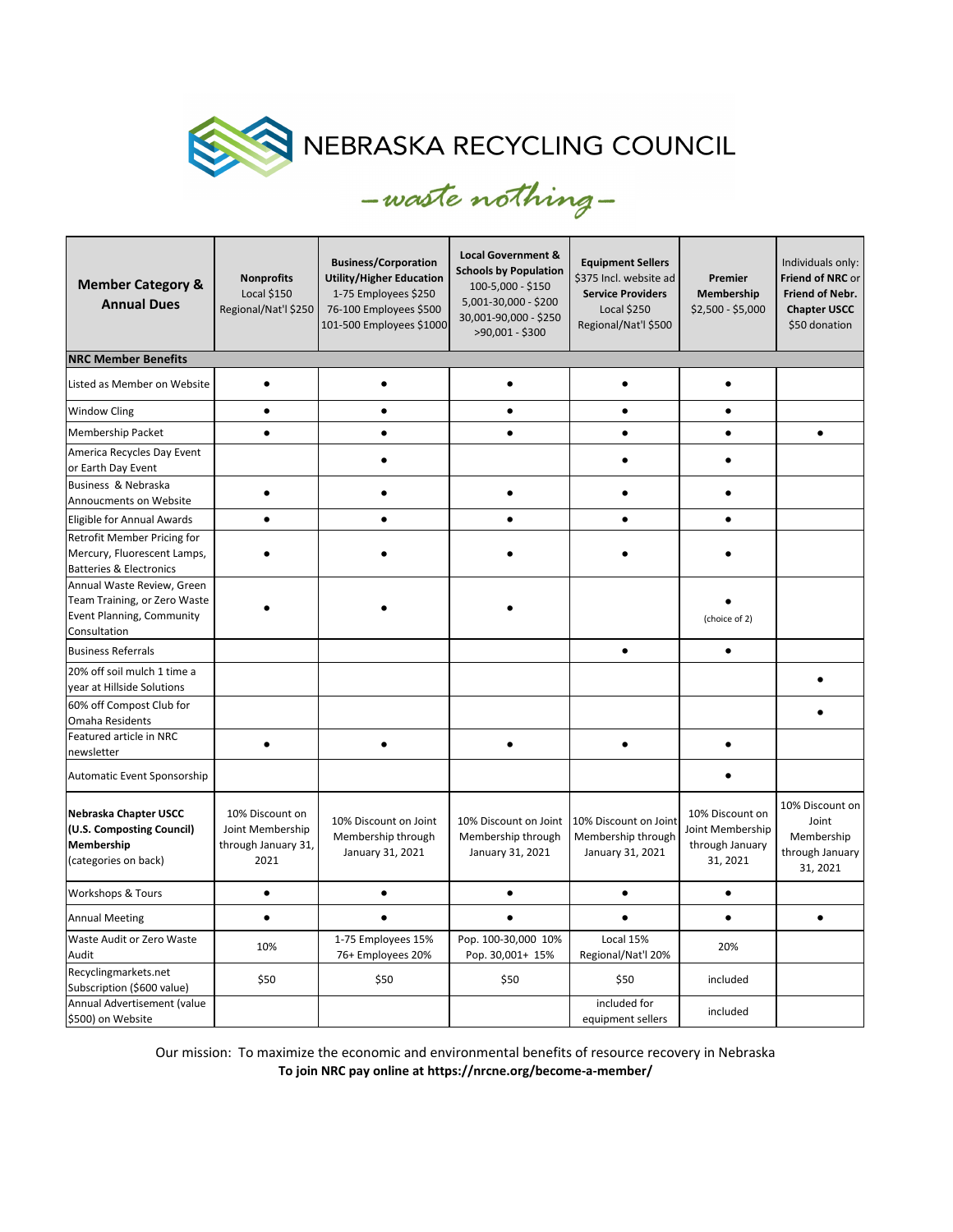# NEBRASKA RECYCLING COUNCIL

*– waste nothing –*

| **Member Category & Annual Dues** | **Nonprofits** Local $150 Regional/Nat'l $250 | **Business/Corporation Utility/Higher Education** 1-75 Employees $250 76-100 Employees $500 101-500 Employees $1000 | **Local Government & Schools by Population** 100-5,000 - $150 5,001-30,000 - $200 30,001-90,000 - $250 >90,001 - $300 | **Equipment Sellers** $375 Incl. website ad **Service Providers** Local $250 Regional/Nat'l $500 | **Premier Membership** $2,500 - $5,000 | Individuals only: **Friend of NRC** or **Friend of Nebr. Chapter USCC** $50 donation |
|---|---|---|---|---|---|---|
| **NRC Member Benefits** | | | | | | |
| Listed as Member on Website | ● | ● | ● | ● | ● | |
| Window Cling | ● | ● | ● | ● | ● | |
| Membership Packet | ● | ● | ● | ● | ● | ● |
| America Recycles Day Event or Earth Day Event | | ● | | ● | ● | |
| Business & Nebraska Annoucments on Website | ● | ● | ● | ● | ● | |
| Eligible for Annual Awards | ● | ● | ● | ● | ● | |
| Retrofit Member Pricing for Mercury, Fluorescent Lamps, Batteries & Electronics | ● | ● | ● | ● | ● | |
| Annual Waste Review, Green Team Training, or Zero Waste Event Planning, Community Consultation | ● | ● | ● | | ● (choice of 2) | |
| Business Referrals | | | | ● | ● | |
| 20% off soil mulch 1 time a year at Hillside Solutions | | | | | | ● |
| 60% off Compost Club for Omaha Residents | | | | | | ● |
| Featured article in NRC newsletter | ● | ● | ● | ● | ● | |
| Automatic Event Sponsorship | | | | | ● | |
| **Nebraska Chapter USCC (U.S. Composting Council) Membership** (categories on back) | 10% Discount on Joint Membership through January 31, 2021 | 10% Discount on Joint Membership through January 31, 2021 | 10% Discount on Joint Membership through January 31, 2021 | 10% Discount on Joint Membership through January 31, 2021 | 10% Discount on Joint Membership through January 31, 2021 | 10% Discount on Joint Membership through January 31, 2021 |
| Workshops & Tours | ● | ● | ● | ● | ● | |
| Annual Meeting | ● | ● | ● | ● | ● | ● |
| Waste Audit or Zero Waste Audit | 10% | 1-75 Employees 15% 76+ Employees 20% | Pop. 100-30,000 10% Pop. 30,001+ 15% | Local 15% Regional/Nat'l 20% | 20% | |
| Recyclingmarkets.net Subscription ($600 value) | $50 | $50 | $50 | $50 | included | |
| Annual Advertisement (value $500) on Website | | | | included for equipment sellers | included | |

Our mission: To maximize the economic and environmental benefits of resource recovery in Nebraska

**To join NRC pay online at https://nrcne.org/become-a-member/**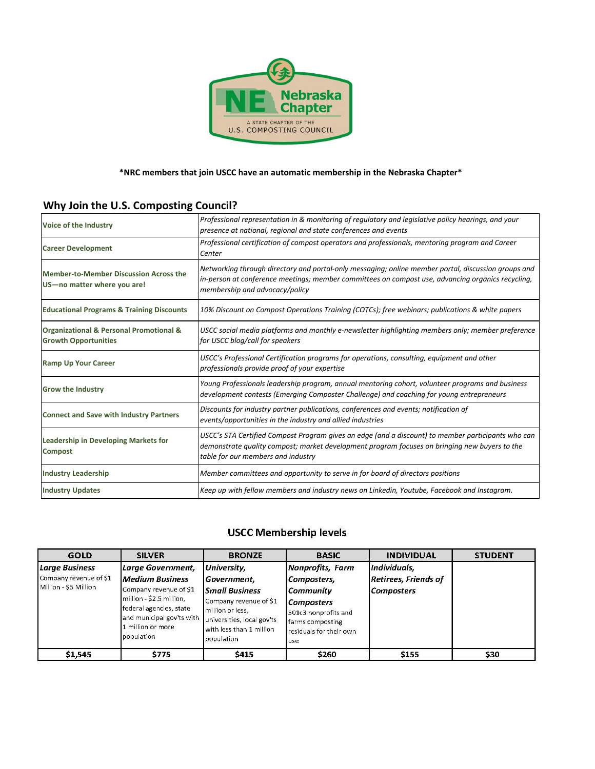**\*NRC members that join USCC have an automatic membership in the Nebraska Chapter\***

## Why Join the U.S. Composting Council?

| | |
|---|---|
| **Voice of the Industry** | *Professional representation in & monitoring of regulatory and legislative policy hearings, and your presence at national, regional and state conferences and events* |
| **Career Development** | *Professional certification of compost operators and professionals, mentoring program and Career Center* |
| **Member-to-Member Discussion Across the US—no matter where you are!** | *Networking through directory and portal-only messaging; online member portal, discussion groups and in-person at conference meetings; member committees on compost use, advancing organics recycling, membership and advocacy/policy* |
| **Educational Programs & Training Discounts** | *10% Discount on Compost Operations Training (COTCs); free webinars; publications & white papers* |
| **Organizational & Personal Promotional & Growth Opportunities** | *USCC social media platforms and monthly e-newsletter highlighting members only; member preference for USCC blog/call for speakers* |
| **Ramp Up Your Career** | *USCC's Professional Certification programs for operations, consulting, equipment and other professionals provide proof of your expertise* |
| **Grow the Industry** | *Young Professionals leadership program, annual mentoring cohort, volunteer programs and business development contests (Emerging Composter Challenge) and coaching for young entrepreneurs* |
| **Connect and Save with Industry Partners** | *Discounts for industry partner publications, conferences and events; notification of events/opportunities in the industry and allied industries* |
| **Leadership in Developing Markets for Compost** | *USCC's STA Certified Compost Program gives an edge (and a discount) to member participants who can demonstrate quality compost; market development program focuses on bringing new buyers to the table for our members and industry* |
| **Industry Leadership** | *Member committees and opportunity to serve in for board of directors positions* |
| **Industry Updates** | *Keep up with fellow members and industry news on Linkedin, Youtube, Facebook and Instagram.* |

## USCC Membership levels

| GOLD | SILVER | BRONZE | BASIC | INDIVIDUAL | STUDENT |
|---|---|---|---|---|---|
| ***Large Business*** Company revenue of $1 Million - $5 Million | ***Large Government, Medium Business*** Company revenue of $1 million - $2.5 million, federal agencies, state and municipal gov'ts with 1 million or more population | ***University, Government, Small Business*** Company revenue of $1 million or less, universities, local gov'ts with less than 1 million population | ***Nonprofits, Farm Composters, Community Composters*** 501c3 nonprofits and farms composting residuals for their own use | ***Individuals, Retirees, Friends of Composters*** | |
| **$1,545** | **$775** | **$415** | **$260** | **$155** | **$30** |